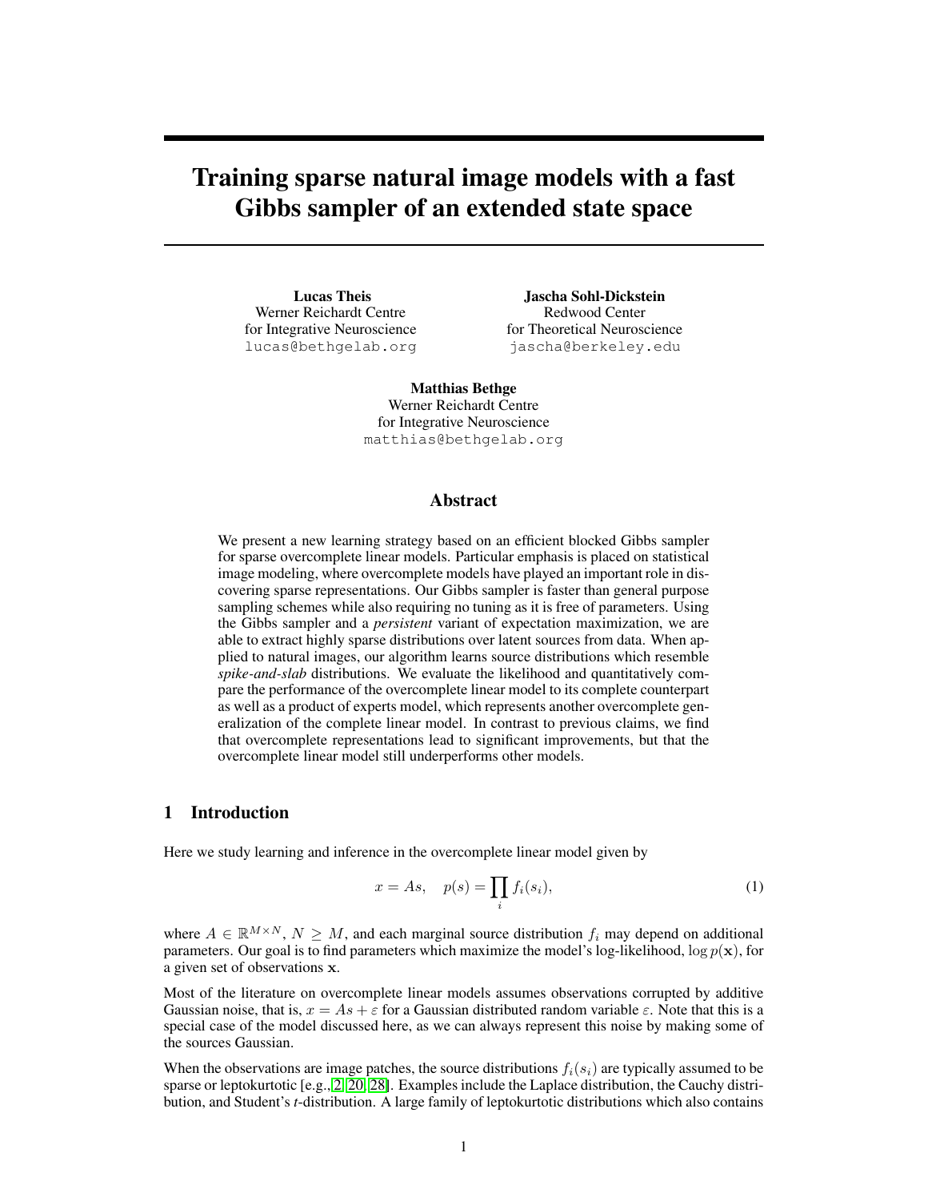# Training sparse natural image models with a fast Gibbs sampler of an extended state space

**Lucas Theis**
Werner Reichardt Centre
for Integrative Neuroscience
lucas@bethgelab.org

**Jascha Sohl-Dickstein**
Redwood Center
for Theoretical Neuroscience
jascha@berkeley.edu

**Matthias Bethge**
Werner Reichardt Centre
for Integrative Neuroscience
matthias@bethgelab.org

## Abstract

We present a new learning strategy based on an efficient blocked Gibbs sampler for sparse overcomplete linear models. Particular emphasis is placed on statistical image modeling, where overcomplete models have played an important role in discovering sparse representations. Our Gibbs sampler is faster than general purpose sampling schemes while also requiring no tuning as it is free of parameters. Using the Gibbs sampler and a *persistent* variant of expectation maximization, we are able to extract highly sparse distributions over latent sources from data. When applied to natural images, our algorithm learns source distributions which resemble *spike-and-slab* distributions. We evaluate the likelihood and quantitatively compare the performance of the overcomplete linear model to its complete counterpart as well as a product of experts model, which represents another overcomplete generalization of the complete linear model. In contrast to previous claims, we find that overcomplete representations lead to significant improvements, but that the overcomplete linear model still underperforms other models.

## 1 Introduction

Here we study learning and inference in the overcomplete linear model given by

$$x = As, \quad p(s) = \prod_i f_i(s_i), \tag{1}$$

where $A \in \mathbb{R}^{M \times N}$, $N \geq M$, and each marginal source distribution $f_i$ may depend on additional parameters. Our goal is to find parameters which maximize the model's log-likelihood, $\log p(\mathbf{x})$, for a given set of observations $\mathbf{x}$.

Most of the literature on overcomplete linear models assumes observations corrupted by additive Gaussian noise, that is, $x = As + \varepsilon$ for a Gaussian distributed random variable $\varepsilon$. Note that this is a special case of the model discussed here, as we can always represent this noise by making some of the sources Gaussian.

When the observations are image patches, the source distributions $f_i(s_i)$ are typically assumed to be sparse or leptokurtotic [e.g., 2, 20, 28]. Examples include the Laplace distribution, the Cauchy distribution, and Student's *t*-distribution. A large family of leptokurtotic distributions which also contains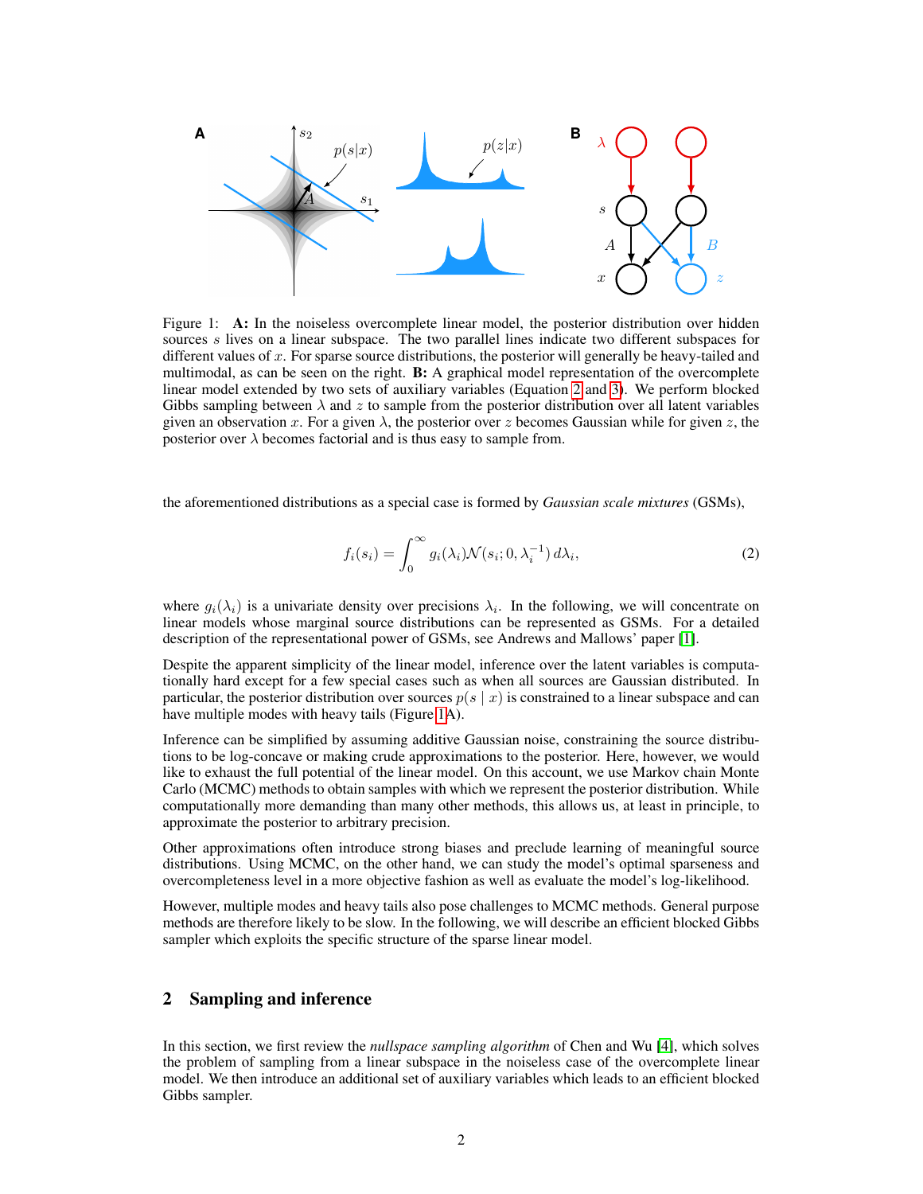A $s_2$ $p(s|x)$ $A$ $s_1$ $p(z|x)$ B $\lambda$ $s$ $A$ $B$ $x$ $z$

Figure 1: **A:** In the noiseless overcomplete linear model, the posterior distribution over hidden sources $s$ lives on a linear subspace. The two parallel lines indicate two different subspaces for different values of $x$. For sparse source distributions, the posterior will generally be heavy-tailed and multimodal, as can be seen on the right. **B:** A graphical model representation of the overcomplete linear model extended by two sets of auxiliary variables (Equation 2 and 3). We perform blocked Gibbs sampling between $\lambda$ and $z$ to sample from the posterior distribution over all latent variables given an observation $x$. For a given $\lambda$, the posterior over $z$ becomes Gaussian while for given $z$, the posterior over $\lambda$ becomes factorial and is thus easy to sample from.

the aforementioned distributions as a special case is formed by *Gaussian scale mixtures* (GSMs),

$$f_i(s_i) = \int_0^\infty g_i(\lambda_i)\mathcal{N}(s_i; 0, \lambda_i^{-1})\, d\lambda_i, \tag{2}$$

where $g_i(\lambda_i)$ is a univariate density over precisions $\lambda_i$. In the following, we will concentrate on linear models whose marginal source distributions can be represented as GSMs. For a detailed description of the representational power of GSMs, see Andrews and Mallows' paper [1].

Despite the apparent simplicity of the linear model, inference over the latent variables is computationally hard except for a few special cases such as when all sources are Gaussian distributed. In particular, the posterior distribution over sources $p(s \mid x)$ is constrained to a linear subspace and can have multiple modes with heavy tails (Figure 1A).

Inference can be simplified by assuming additive Gaussian noise, constraining the source distributions to be log-concave or making crude approximations to the posterior. Here, however, we would like to exhaust the full potential of the linear model. On this account, we use Markov chain Monte Carlo (MCMC) methods to obtain samples with which we represent the posterior distribution. While computationally more demanding than many other methods, this allows us, at least in principle, to approximate the posterior to arbitrary precision.

Other approximations often introduce strong biases and preclude learning of meaningful source distributions. Using MCMC, on the other hand, we can study the model's optimal sparseness and overcompleteness level in a more objective fashion as well as evaluate the model's log-likelihood.

However, multiple modes and heavy tails also pose challenges to MCMC methods. General purpose methods are therefore likely to be slow. In the following, we will describe an efficient blocked Gibbs sampler which exploits the specific structure of the sparse linear model.

## 2 Sampling and inference

In this section, we first review the *nullspace sampling algorithm* of Chen and Wu [4], which solves the problem of sampling from a linear subspace in the noiseless case of the overcomplete linear model. We then introduce an additional set of auxiliary variables which leads to an efficient blocked Gibbs sampler.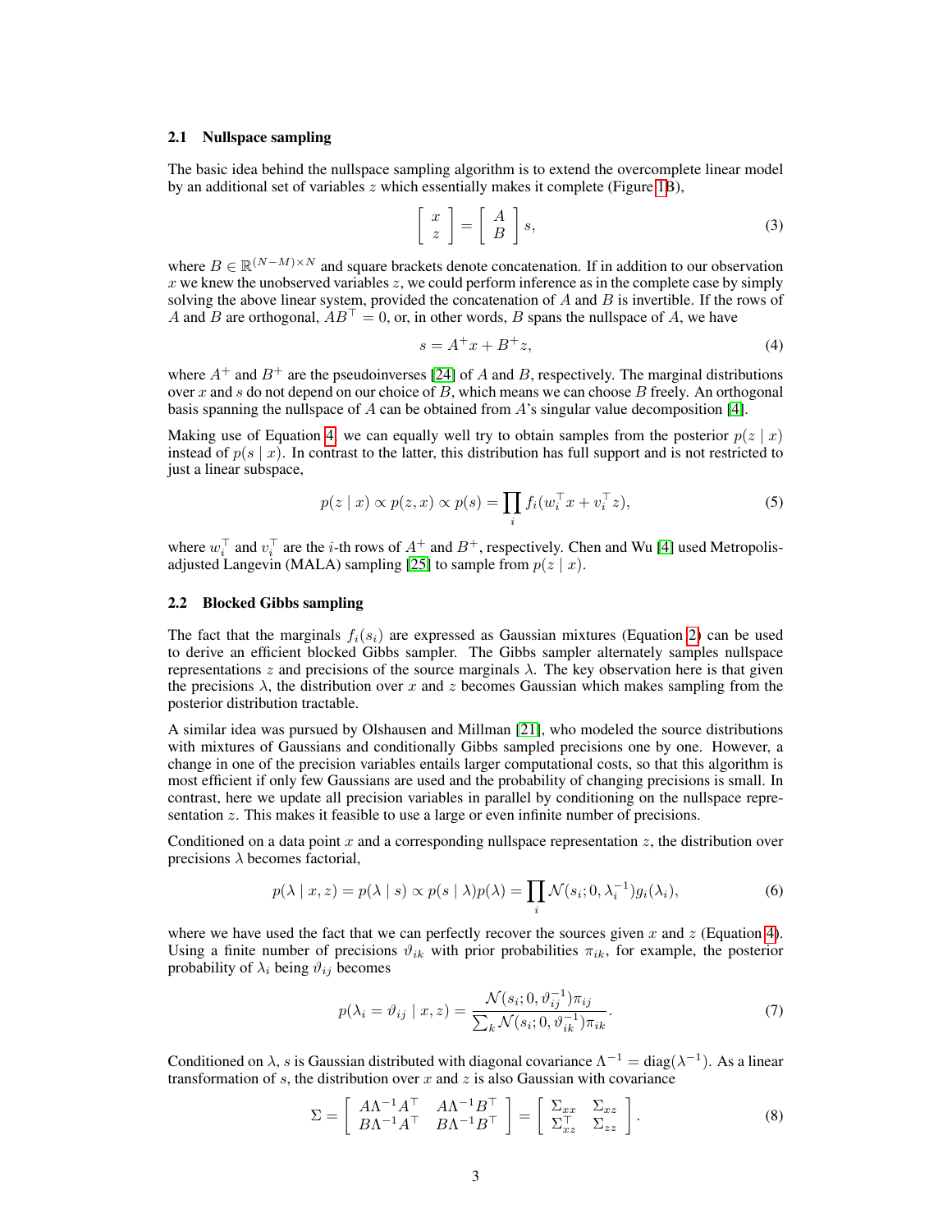### 2.1 Nullspace sampling

The basic idea behind the nullspace sampling algorithm is to extend the overcomplete linear model by an additional set of variables $z$ which essentially makes it complete (Figure 1B),

$$
\left[\begin{array}{c} x \\ z \end{array}\right] = \left[\begin{array}{c} A \\ B \end{array}\right] s, \tag{3}
$$

where $B \in \mathbb{R}^{(N-M)\times N}$ and square brackets denote concatenation. If in addition to our observation $x$ we knew the unobserved variables $z$, we could perform inference as in the complete case by simply solving the above linear system, provided the concatenation of $A$ and $B$ is invertible. If the rows of $A$ and $B$ are orthogonal, $AB^\top = 0$, or, in other words, $B$ spans the nullspace of $A$, we have

$$
s = A^+ x + B^+ z, \tag{4}
$$

where $A^+$ and $B^+$ are the pseudoinverses [24] of $A$ and $B$, respectively. The marginal distributions over $x$ and $s$ do not depend on our choice of $B$, which means we can choose $B$ freely. An orthogonal basis spanning the nullspace of $A$ can be obtained from $A$'s singular value decomposition [4].

Making use of Equation 4, we can equally well try to obtain samples from the posterior $p(z \mid x)$ instead of $p(s \mid x)$. In contrast to the latter, this distribution has full support and is not restricted to just a linear subspace,

$$
p(z \mid x) \propto p(z, x) \propto p(s) = \prod_i f_i(w_i^\top x + v_i^\top z), \tag{5}
$$

where $w_i^\top$ and $v_i^\top$ are the $i$-th rows of $A^+$ and $B^+$, respectively. Chen and Wu [4] used Metropolis-adjusted Langevin (MALA) sampling [25] to sample from $p(z \mid x)$.

### 2.2 Blocked Gibbs sampling

The fact that the marginals $f_i(s_i)$ are expressed as Gaussian mixtures (Equation 2) can be used to derive an efficient blocked Gibbs sampler. The Gibbs sampler alternately samples nullspace representations $z$ and precisions of the source marginals $\lambda$. The key observation here is that given the precisions $\lambda$, the distribution over $x$ and $z$ becomes Gaussian which makes sampling from the posterior distribution tractable.

A similar idea was pursued by Olshausen and Millman [21], who modeled the source distributions with mixtures of Gaussians and conditionally Gibbs sampled precisions one by one. However, a change in one of the precision variables entails larger computational costs, so that this algorithm is most efficient if only few Gaussians are used and the probability of changing precisions is small. In contrast, here we update all precision variables in parallel by conditioning on the nullspace representation $z$. This makes it feasible to use a large or even infinite number of precisions.

Conditioned on a data point $x$ and a corresponding nullspace representation $z$, the distribution over precisions $\lambda$ becomes factorial,

$$
p(\lambda \mid x, z) = p(\lambda \mid s) \propto p(s \mid \lambda) p(\lambda) = \prod_i \mathcal{N}(s_i; 0, \lambda_i^{-1}) g_i(\lambda_i), \tag{6}
$$

where we have used the fact that we can perfectly recover the sources given $x$ and $z$ (Equation 4). Using a finite number of precisions $\vartheta_{ik}$ with prior probabilities $\pi_{ik}$, for example, the posterior probability of $\lambda_i$ being $\vartheta_{ij}$ becomes

$$
p(\lambda_i = \vartheta_{ij} \mid x, z) = \frac{\mathcal{N}(s_i; 0, \vartheta_{ij}^{-1}) \pi_{ij}}{\sum_k \mathcal{N}(s_i; 0, \vartheta_{ik}^{-1}) \pi_{ik}}. \tag{7}
$$

Conditioned on $\lambda$, $s$ is Gaussian distributed with diagonal covariance $\Lambda^{-1} = \operatorname{diag}(\lambda^{-1})$. As a linear transformation of $s$, the distribution over $x$ and $z$ is also Gaussian with covariance

$$
\Sigma = \left[\begin{array}{cc} A\Lambda^{-1}A^\top & A\Lambda^{-1}B^\top \\ B\Lambda^{-1}A^\top & B\Lambda^{-1}B^\top \end{array}\right] = \left[\begin{array}{cc} \Sigma_{xx} & \Sigma_{xz} \\ \Sigma_{xz}^\top & \Sigma_{zz} \end{array}\right]. \tag{8}
$$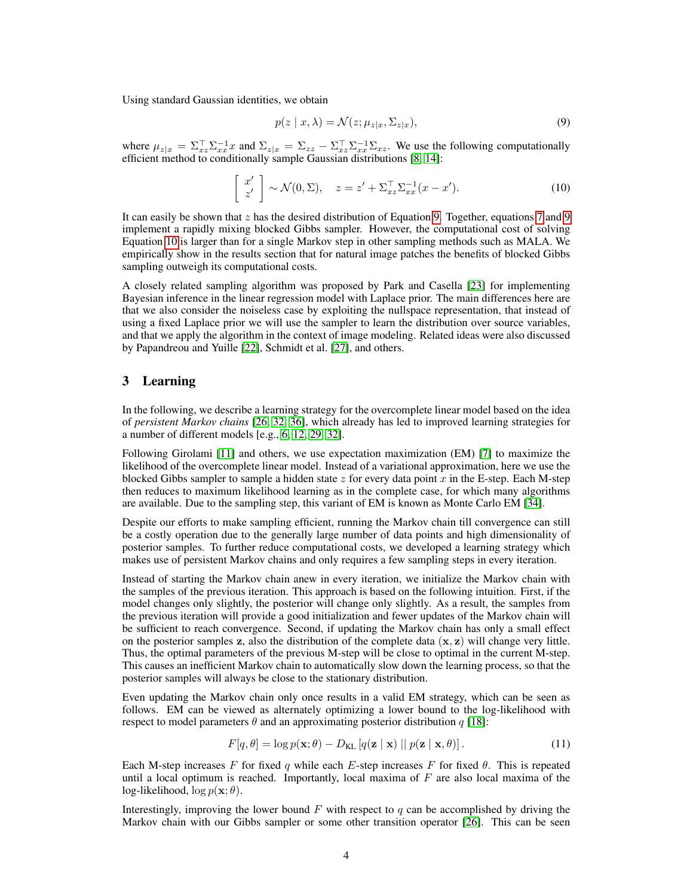Using standard Gaussian identities, we obtain

$$p(z \mid x, \lambda) = \mathcal{N}(z; \mu_{z|x}, \Sigma_{z|x}), \tag{9}$$

where $\mu_{z|x} = \Sigma_{xz}^\top \Sigma_{xx}^{-1} x$ and $\Sigma_{z|x} = \Sigma_{zz} - \Sigma_{xz}^\top \Sigma_{xx}^{-1} \Sigma_{xz}$. We use the following computationally efficient method to conditionally sample Gaussian distributions [8, 14]:

$$\left[ \begin{array}{c} x' \\ z' \end{array} \right] \sim \mathcal{N}(0, \Sigma), \quad z = z' + \Sigma_{xz}^\top \Sigma_{xx}^{-1}(x - x'). \tag{10}$$

It can easily be shown that $z$ has the desired distribution of Equation 9. Together, equations 7 and 9 implement a rapidly mixing blocked Gibbs sampler. However, the computational cost of solving Equation 10 is larger than for a single Markov step in other sampling methods such as MALA. We empirically show in the results section that for natural image patches the benefits of blocked Gibbs sampling outweigh its computational costs.

A closely related sampling algorithm was proposed by Park and Casella [23] for implementing Bayesian inference in the linear regression model with Laplace prior. The main differences here are that we also consider the noiseless case by exploiting the nullspace representation, that instead of using a fixed Laplace prior we will use the sampler to learn the distribution over source variables, and that we apply the algorithm in the context of image modeling. Related ideas were also discussed by Papandreou and Yuille [22], Schmidt et al. [27], and others.

## 3 Learning

In the following, we describe a learning strategy for the overcomplete linear model based on the idea of *persistent Markov chains* [26, 32, 36], which already has led to improved learning strategies for a number of different models [e.g., 6, 12, 29, 32].

Following Girolami [11] and others, we use expectation maximization (EM) [7] to maximize the likelihood of the overcomplete linear model. Instead of a variational approximation, here we use the blocked Gibbs sampler to sample a hidden state $z$ for every data point $x$ in the E-step. Each M-step then reduces to maximum likelihood learning as in the complete case, for which many algorithms are available. Due to the sampling step, this variant of EM is known as Monte Carlo EM [34].

Despite our efforts to make sampling efficient, running the Markov chain till convergence can still be a costly operation due to the generally large number of data points and high dimensionality of posterior samples. To further reduce computational costs, we developed a learning strategy which makes use of persistent Markov chains and only requires a few sampling steps in every iteration.

Instead of starting the Markov chain anew in every iteration, we initialize the Markov chain with the samples of the previous iteration. This approach is based on the following intuition. First, if the model changes only slightly, the posterior will change only slightly. As a result, the samples from the previous iteration will provide a good initialization and fewer updates of the Markov chain will be sufficient to reach convergence. Second, if updating the Markov chain has only a small effect on the posterior samples $\mathbf{z}$, also the distribution of the complete data $(\mathbf{x}, \mathbf{z})$ will change very little. Thus, the optimal parameters of the previous M-step will be close to optimal in the current M-step. This causes an inefficient Markov chain to automatically slow down the learning process, so that the posterior samples will always be close to the stationary distribution.

Even updating the Markov chain only once results in a valid EM strategy, which can be seen as follows. EM can be viewed as alternately optimizing a lower bound to the log-likelihood with respect to model parameters $\theta$ and an approximating posterior distribution $q$ [18]:

$$F[q, \theta] = \log p(\mathbf{x}; \theta) - D_{\text{KL}}\left[q(\mathbf{z} \mid \mathbf{x}) \mid\mid p(\mathbf{z} \mid \mathbf{x}, \theta)\right]. \tag{11}$$

Each M-step increases $F$ for fixed $q$ while each $E$-step increases $F$ for fixed $\theta$. This is repeated until a local optimum is reached. Importantly, local maxima of $F$ are also local maxima of the log-likelihood, $\log p(\mathbf{x}; \theta)$.

Interestingly, improving the lower bound $F$ with respect to $q$ can be accomplished by driving the Markov chain with our Gibbs sampler or some other transition operator [26]. This can be seen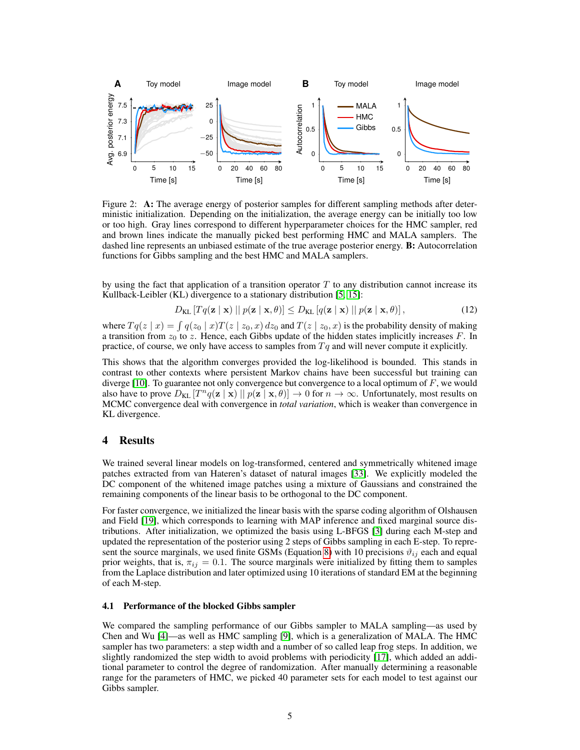A Toy model Image model B Toy model Image model

Avg. posterior energy

7.5
7.3
7.1
6.9

0 5 10 15
Time [s]

25
0
−25
−50

0 20 40 60 80
Time [s]

Autocorrelation

1
0.5
0

0 5 10 15
Time [s]

MALA
HMC
Gibbs

1
0.5
0

0 20 40 60 80
Time [s]

Figure 2: **A:** The average energy of posterior samples for different sampling methods after deterministic initialization. Depending on the initialization, the average energy can be initially too low or too high. Gray lines correspond to different hyperparameter choices for the HMC sampler, red and brown lines indicate the manually picked best performing HMC and MALA samplers. The dashed line represents an unbiased estimate of the true average posterior energy. **B:** Autocorrelation functions for Gibbs sampling and the best HMC and MALA samplers.

by using the fact that application of a transition operator $T$ to any distribution cannot increase its Kullback-Leibler (KL) divergence to a stationary distribution [5, 15]:

$$D_{\mathrm{KL}}\left[Tq(\mathbf{z} \mid \mathbf{x}) \mid\mid p(\mathbf{z} \mid \mathbf{x}, \theta)\right] \leq D_{\mathrm{KL}}\left[q(\mathbf{z} \mid \mathbf{x}) \mid\mid p(\mathbf{z} \mid \mathbf{x}, \theta)\right], \tag{12}$$

where $Tq(z \mid x) = \int q(z_0 \mid x)T(z \mid z_0, x)\, dz_0$ and $T(z \mid z_0, x)$ is the probability density of making a transition from $z_0$ to $z$. Hence, each Gibbs update of the hidden states implicitly increases $F$. In practice, of course, we only have access to samples from $Tq$ and will never compute it explicitly.

This shows that the algorithm converges provided the log-likelihood is bounded. This stands in contrast to other contexts where persistent Markov chains have been successful but training can diverge [10]. To guarantee not only convergence but convergence to a local optimum of $F$, we would also have to prove $D_{\mathrm{KL}}\left[T^n q(\mathbf{z} \mid \mathbf{x}) \mid\mid p(\mathbf{z} \mid \mathbf{x}, \theta)\right] \to 0$ for $n \to \infty$. Unfortunately, most results on MCMC convergence deal with convergence in *total variation*, which is weaker than convergence in KL divergence.

## 4 Results

We trained several linear models on log-transformed, centered and symmetrically whitened image patches extracted from van Hateren's dataset of natural images [33]. We explicitly modeled the DC component of the whitened image patches using a mixture of Gaussians and constrained the remaining components of the linear basis to be orthogonal to the DC component.

For faster convergence, we initialized the linear basis with the sparse coding algorithm of Olshausen and Field [19], which corresponds to learning with MAP inference and fixed marginal source distributions. After initialization, we optimized the basis using L-BFGS [3] during each M-step and updated the representation of the posterior using 2 steps of Gibbs sampling in each E-step. To represent the source marginals, we used finite GSMs (Equation 8) with 10 precisions $\vartheta_{ij}$ each and equal prior weights, that is, $\pi_{ij} = 0.1$. The source marginals were initialized by fitting them to samples from the Laplace distribution and later optimized using 10 iterations of standard EM at the beginning of each M-step.

### 4.1 Performance of the blocked Gibbs sampler

We compared the sampling performance of our Gibbs sampler to MALA sampling—as used by Chen and Wu [4]—as well as HMC sampling [9], which is a generalization of MALA. The HMC sampler has two parameters: a step width and a number of so called leap frog steps. In addition, we slightly randomized the step width to avoid problems with periodicity [17], which added an additional parameter to control the degree of randomization. After manually determining a reasonable range for the parameters of HMC, we picked 40 parameter sets for each model to test against our Gibbs sampler.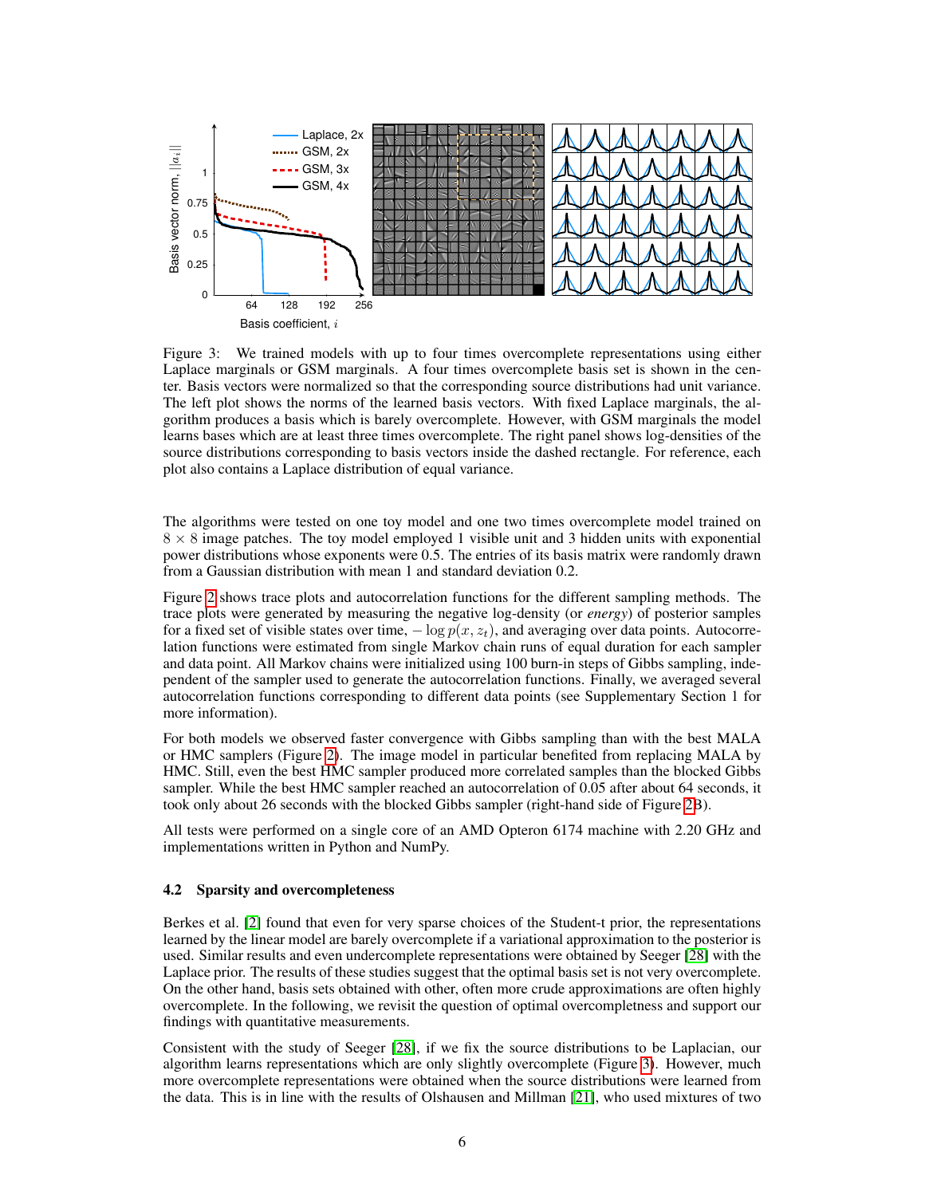Figure 3: We trained models with up to four times overcomplete representations using either Laplace marginals or GSM marginals. A four times overcomplete basis set is shown in the center. Basis vectors were normalized so that the corresponding source distributions had unit variance. The left plot shows the norms of the learned basis vectors. With fixed Laplace marginals, the algorithm produces a basis which is barely overcomplete. However, with GSM marginals the model learns bases which are at least three times overcomplete. The right panel shows log-densities of the source distributions corresponding to basis vectors inside the dashed rectangle. For reference, each plot also contains a Laplace distribution of equal variance.

The algorithms were tested on one toy model and one two times overcomplete model trained on $8 \times 8$ image patches. The toy model employed 1 visible unit and 3 hidden units with exponential power distributions whose exponents were 0.5. The entries of its basis matrix were randomly drawn from a Gaussian distribution with mean 1 and standard deviation 0.2.

Figure 2 shows trace plots and autocorrelation functions for the different sampling methods. The trace plots were generated by measuring the negative log-density (or *energy*) of posterior samples for a fixed set of visible states over time, $-\log p(x, z_t)$, and averaging over data points. Autocorrelation functions were estimated from single Markov chain runs of equal duration for each sampler and data point. All Markov chains were initialized using 100 burn-in steps of Gibbs sampling, independent of the sampler used to generate the autocorrelation functions. Finally, we averaged several autocorrelation functions corresponding to different data points (see Supplementary Section 1 for more information).

For both models we observed faster convergence with Gibbs sampling than with the best MALA or HMC samplers (Figure 2). The image model in particular benefited from replacing MALA by HMC. Still, even the best HMC sampler produced more correlated samples than the blocked Gibbs sampler. While the best HMC sampler reached an autocorrelation of 0.05 after about 64 seconds, it took only about 26 seconds with the blocked Gibbs sampler (right-hand side of Figure 2B).

All tests were performed on a single core of an AMD Opteron 6174 machine with 2.20 GHz and implementations written in Python and NumPy.

### 4.2 Sparsity and overcompleteness

Berkes et al. [2] found that even for very sparse choices of the Student-t prior, the representations learned by the linear model are barely overcomplete if a variational approximation to the posterior is used. Similar results and even undercomplete representations were obtained by Seeger [28] with the Laplace prior. The results of these studies suggest that the optimal basis set is not very overcomplete. On the other hand, basis sets obtained with other, often more crude approximations are often highly overcomplete. In the following, we revisit the question of optimal overcompleteness and support our findings with quantitative measurements.

Consistent with the study of Seeger [28], if we fix the source distributions to be Laplacian, our algorithm learns representations which are only slightly overcomplete (Figure 3). However, much more overcomplete representations were obtained when the source distributions were learned from the data. This is in line with the results of Olshausen and Millman [21], who used mixtures of two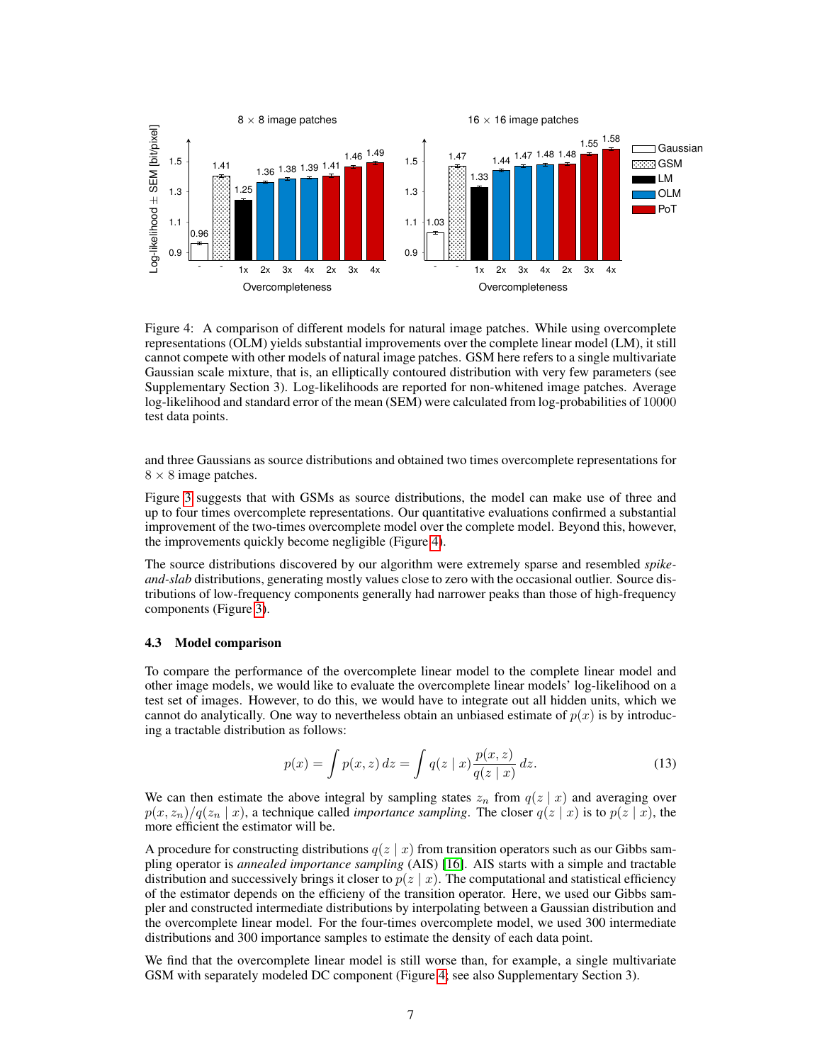8 × 8 image patches

16 × 16 image patches

Log-likelihood ± SEM [bit/pixel]

0.9
1.1
1.3
1.5

0.96
1.41
1.25
1.36
1.38
1.39
1.41
1.46
1.49

- - 1x 2x 3x 4x 2x 3x 4x

Overcompleteness

1.03
1.47
1.33
1.44
1.47
1.48
1.48
1.55
1.58

- - 1x 2x 3x 4x 2x 3x 4x

Overcompleteness

Gaussian
GSM
LM
OLM
PoT

Figure 4: A comparison of different models for natural image patches. While using overcomplete representations (OLM) yields substantial improvements over the complete linear model (LM), it still cannot compete with other models of natural image patches. GSM here refers to a single multivariate Gaussian scale mixture, that is, an elliptically contoured distribution with very few parameters (see Supplementary Section 3). Log-likelihoods are reported for non-whitened image patches. Average log-likelihood and standard error of the mean (SEM) were calculated from log-probabilities of 10000 test data points.

and three Gaussians as source distributions and obtained two times overcomplete representations for $8 \times 8$ image patches.

Figure 3 suggests that with GSMs as source distributions, the model can make use of three and up to four times overcomplete representations. Our quantitative evaluations confirmed a substantial improvement of the two-times overcomplete model over the complete model. Beyond this, however, the improvements quickly become negligible (Figure 4).

The source distributions discovered by our algorithm were extremely sparse and resembled *spike-and-slab* distributions, generating mostly values close to zero with the occasional outlier. Source distributions of low-frequency components generally had narrower peaks than those of high-frequency components (Figure 3).

### 4.3 Model comparison

To compare the performance of the overcomplete linear model to the complete linear model and other image models, we would like to evaluate the overcomplete linear models' log-likelihood on a test set of images. However, to do this, we would have to integrate out all hidden units, which we cannot do analytically. One way to nevertheless obtain an unbiased estimate of $p(x)$ is by introducing a tractable distribution as follows:

$$p(x) = \int p(x, z)\, dz = \int q(z \mid x) \frac{p(x, z)}{q(z \mid x)}\, dz. \tag{13}$$

We can then estimate the above integral by sampling states $z_n$ from $q(z \mid x)$ and averaging over $p(x, z_n)/q(z_n \mid x)$, a technique called *importance sampling*. The closer $q(z \mid x)$ is to $p(z \mid x)$, the more efficient the estimator will be.

A procedure for constructing distributions $q(z \mid x)$ from transition operators such as our Gibbs sampling operator is *annealed importance sampling* (AIS) [16]. AIS starts with a simple and tractable distribution and successively brings it closer to $p(z \mid x)$. The computational and statistical efficiency of the estimator depends on the efficieny of the transition operator. Here, we used our Gibbs sampler and constructed intermediate distributions by interpolating between a Gaussian distribution and the overcomplete linear model. For the four-times overcomplete model, we used 300 intermediate distributions and 300 importance samples to estimate the density of each data point.

We find that the overcomplete linear model is still worse than, for example, a single multivariate GSM with separately modeled DC component (Figure 4; see also Supplementary Section 3).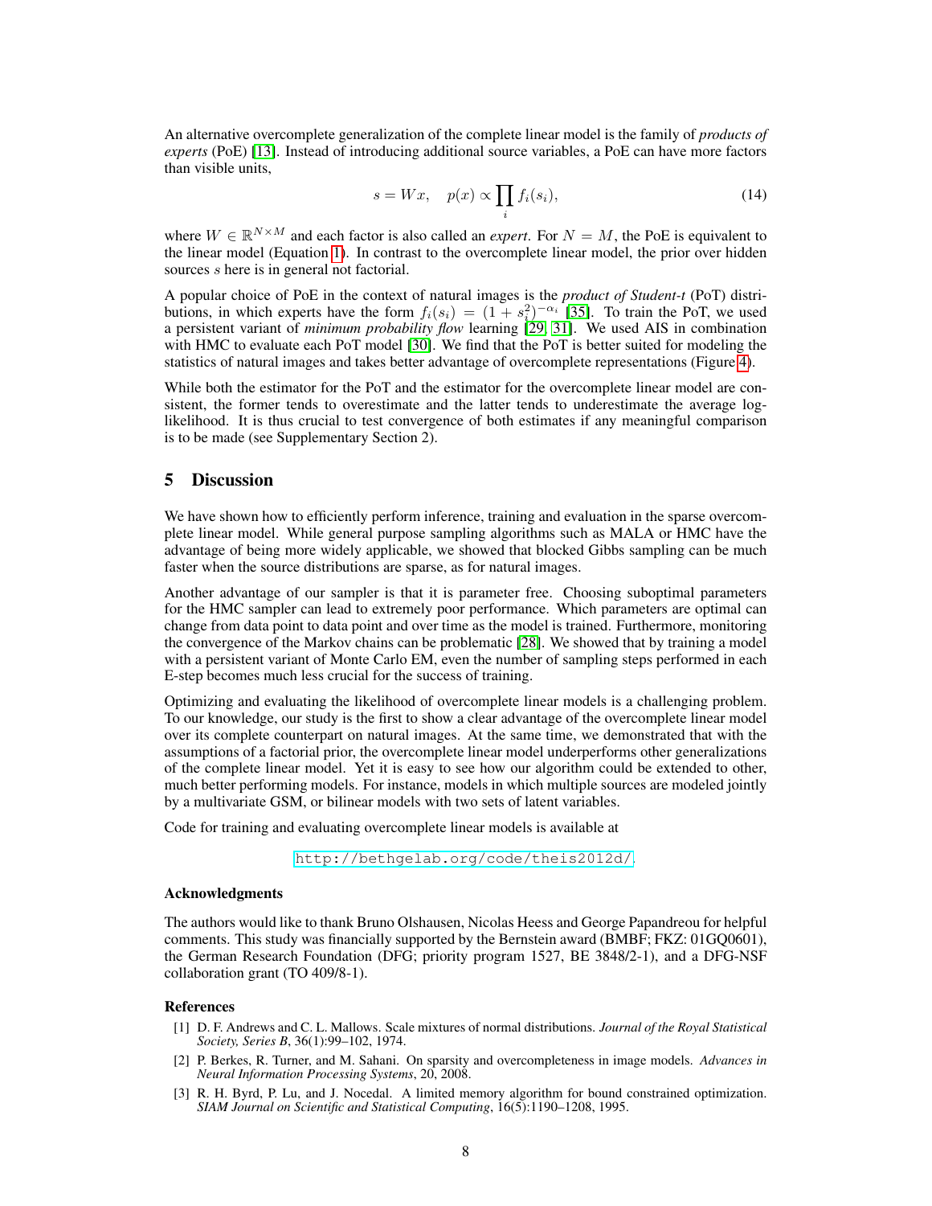An alternative overcomplete generalization of the complete linear model is the family of *products of experts* (PoE) [13]. Instead of introducing additional source variables, a PoE can have more factors than visible units,

$$s = Wx, \quad p(x) \propto \prod_i f_i(s_i), \tag{14}$$

where $W \in \mathbb{R}^{N \times M}$ and each factor is also called an *expert*. For $N = M$, the PoE is equivalent to the linear model (Equation 1). In contrast to the overcomplete linear model, the prior over hidden sources $s$ here is in general not factorial.

A popular choice of PoE in the context of natural images is the *product of Student-t* (PoT) distributions, in which experts have the form $f_i(s_i) = (1 + s_i^2)^{-\alpha_i}$ [35]. To train the PoT, we used a persistent variant of *minimum probability flow* learning [29, 31]. We used AIS in combination with HMC to evaluate each PoT model [30]. We find that the PoT is better suited for modeling the statistics of natural images and takes better advantage of overcomplete representations (Figure 4).

While both the estimator for the PoT and the estimator for the overcomplete linear model are consistent, the former tends to overestimate and the latter tends to underestimate the average log-likelihood. It is thus crucial to test convergence of both estimates if any meaningful comparison is to be made (see Supplementary Section 2).

## 5 Discussion

We have shown how to efficiently perform inference, training and evaluation in the sparse overcomplete linear model. While general purpose sampling algorithms such as MALA or HMC have the advantage of being more widely applicable, we showed that blocked Gibbs sampling can be much faster when the source distributions are sparse, as for natural images.

Another advantage of our sampler is that it is parameter free. Choosing suboptimal parameters for the HMC sampler can lead to extremely poor performance. Which parameters are optimal can change from data point to data point and over time as the model is trained. Furthermore, monitoring the convergence of the Markov chains can be problematic [28]. We showed that by training a model with a persistent variant of Monte Carlo EM, even the number of sampling steps performed in each E-step becomes much less crucial for the success of training.

Optimizing and evaluating the likelihood of overcomplete linear models is a challenging problem. To our knowledge, our study is the first to show a clear advantage of the overcomplete linear model over its complete counterpart on natural images. At the same time, we demonstrated that with the assumptions of a factorial prior, the overcomplete linear model underperforms other generalizations of the complete linear model. Yet it is easy to see how our algorithm could be extended to other, much better performing models. For instance, models in which multiple sources are modeled jointly by a multivariate GSM, or bilinear models with two sets of latent variables.

Code for training and evaluating overcomplete linear models is available at

http://bethgelab.org/code/theis2012d/.

### Acknowledgments

The authors would like to thank Bruno Olshausen, Nicolas Heess and George Papandreou for helpful comments. This study was financially supported by the Bernstein award (BMBF; FKZ: 01GQ0601), the German Research Foundation (DFG; priority program 1527, BE 3848/2-1), and a DFG-NSF collaboration grant (TO 409/8-1).

### References

[1] D. F. Andrews and C. L. Mallows. Scale mixtures of normal distributions. *Journal of the Royal Statistical Society, Series B*, 36(1):99–102, 1974.

[2] P. Berkes, R. Turner, and M. Sahani. On sparsity and overcompleteness in image models. *Advances in Neural Information Processing Systems*, 20, 2008.

[3] R. H. Byrd, P. Lu, and J. Nocedal. A limited memory algorithm for bound constrained optimization. *SIAM Journal on Scientific and Statistical Computing*, 16(5):1190–1208, 1995.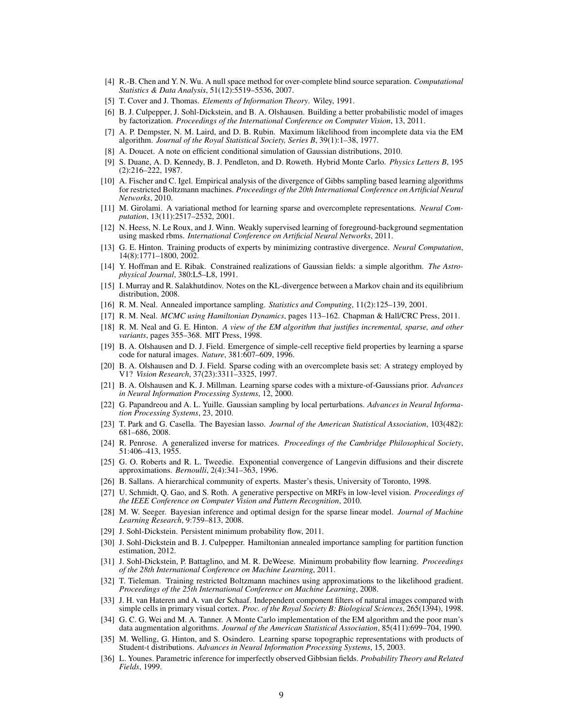[4] R.-B. Chen and Y. N. Wu. A null space method for over-complete blind source separation. *Computational Statistics & Data Analysis*, 51(12):5519–5536, 2007.

[5] T. Cover and J. Thomas. *Elements of Information Theory*. Wiley, 1991.

[6] B. J. Culpepper, J. Sohl-Dickstein, and B. A. Olshausen. Building a better probabilistic model of images by factorization. *Proceedings of the International Conference on Computer Vision*, 13, 2011.

[7] A. P. Dempster, N. M. Laird, and D. B. Rubin. Maximum likelihood from incomplete data via the EM algorithm. *Journal of the Royal Statistical Society, Series B*, 39(1):1–38, 1977.

[8] A. Doucet. A note on efficient conditional simulation of Gaussian distributions, 2010.

[9] S. Duane, A. D. Kennedy, B. J. Pendleton, and D. Roweth. Hybrid Monte Carlo. *Physics Letters B*, 195 (2):216–222, 1987.

[10] A. Fischer and C. Igel. Empirical analysis of the divergence of Gibbs sampling based learning algorithms for restricted Boltzmann machines. *Proceedings of the 20th International Conference on Artificial Neural Networks*, 2010.

[11] M. Girolami. A variational method for learning sparse and overcomplete representations. *Neural Computation*, 13(11):2517–2532, 2001.

[12] N. Heess, N. Le Roux, and J. Winn. Weakly supervised learning of foreground-background segmentation using masked rbms. *International Conference on Artificial Neural Networks*, 2011.

[13] G. E. Hinton. Training products of experts by minimizing contrastive divergence. *Neural Computation*, 14(8):1771–1800, 2002.

[14] Y. Hoffman and E. Ribak. Constrained realizations of Gaussian fields: a simple algorithm. *The Astrophysical Journal*, 380:L5–L8, 1991.

[15] I. Murray and R. Salakhutdinov. Notes on the KL-divergence between a Markov chain and its equilibrium distribution, 2008.

[16] R. M. Neal. Annealed importance sampling. *Statistics and Computing*, 11(2):125–139, 2001.

[17] R. M. Neal. *MCMC using Hamiltonian Dynamics*, pages 113–162. Chapman & Hall/CRC Press, 2011.

[18] R. M. Neal and G. E. Hinton. *A view of the EM algorithm that justifies incremental, sparse, and other variants*, pages 355–368. MIT Press, 1998.

[19] B. A. Olshausen and D. J. Field. Emergence of simple-cell receptive field properties by learning a sparse code for natural images. *Nature*, 381:607–609, 1996.

[20] B. A. Olshausen and D. J. Field. Sparse coding with an overcomplete basis set: A strategy employed by V1? *Vision Research*, 37(23):3311–3325, 1997.

[21] B. A. Olshausen and K. J. Millman. Learning sparse codes with a mixture-of-Gaussians prior. *Advances in Neural Information Processing Systems*, 12, 2000.

[22] G. Papandreou and A. L. Yuille. Gaussian sampling by local perturbations. *Advances in Neural Information Processing Systems*, 23, 2010.

[23] T. Park and G. Casella. The Bayesian lasso. *Journal of the American Statistical Association*, 103(482): 681–686, 2008.

[24] R. Penrose. A generalized inverse for matrices. *Proceedings of the Cambridge Philosophical Society*, 51:406–413, 1955.

[25] G. O. Roberts and R. L. Tweedie. Exponential convergence of Langevin diffusions and their discrete approximations. *Bernoulli*, 2(4):341–363, 1996.

[26] B. Sallans. A hierarchical community of experts. Master's thesis, University of Toronto, 1998.

[27] U. Schmidt, Q. Gao, and S. Roth. A generative perspective on MRFs in low-level vision. *Proceedings of the IEEE Conference on Computer Vision and Pattern Recognition*, 2010.

[28] M. W. Seeger. Bayesian inference and optimal design for the sparse linear model. *Journal of Machine Learning Research*, 9:759–813, 2008.

[29] J. Sohl-Dickstein. Persistent minimum probability flow, 2011.

[30] J. Sohl-Dickstein and B. J. Culpepper. Hamiltonian annealed importance sampling for partition function estimation, 2012.

[31] J. Sohl-Dickstein, P. Battaglino, and M. R. DeWeese. Minimum probability flow learning. *Proceedings of the 28th International Conference on Machine Learning*, 2011.

[32] T. Tieleman. Training restricted Boltzmann machines using approximations to the likelihood gradient. *Proceedings of the 25th International Conference on Machine Learning*, 2008.

[33] J. H. van Hateren and A. van der Schaaf. Independent component filters of natural images compared with simple cells in primary visual cortex. *Proc. of the Royal Society B: Biological Sciences*, 265(1394), 1998.

[34] G. C. G. Wei and M. A. Tanner. A Monte Carlo implementation of the EM algorithm and the poor man's data augmentation algorithms. *Journal of the American Statistical Association*, 85(411):699–704, 1990.

[35] M. Welling, G. Hinton, and S. Osindero. Learning sparse topographic representations with products of Student-t distributions. *Advances in Neural Information Processing Systems*, 15, 2003.

[36] L. Younes. Parametric inference for imperfectly observed Gibbsian fields. *Probability Theory and Related Fields*, 1999.